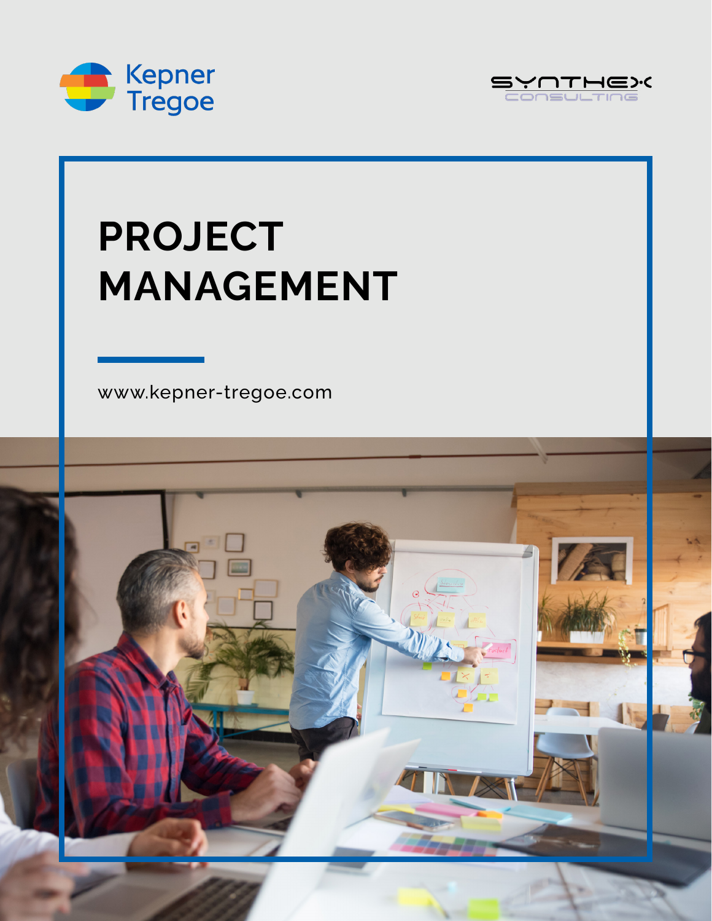Kepner Tregoe

SYNTHEX CONSULTING

# PROJECT MANAGEMENT

www.kepner-tregoe.com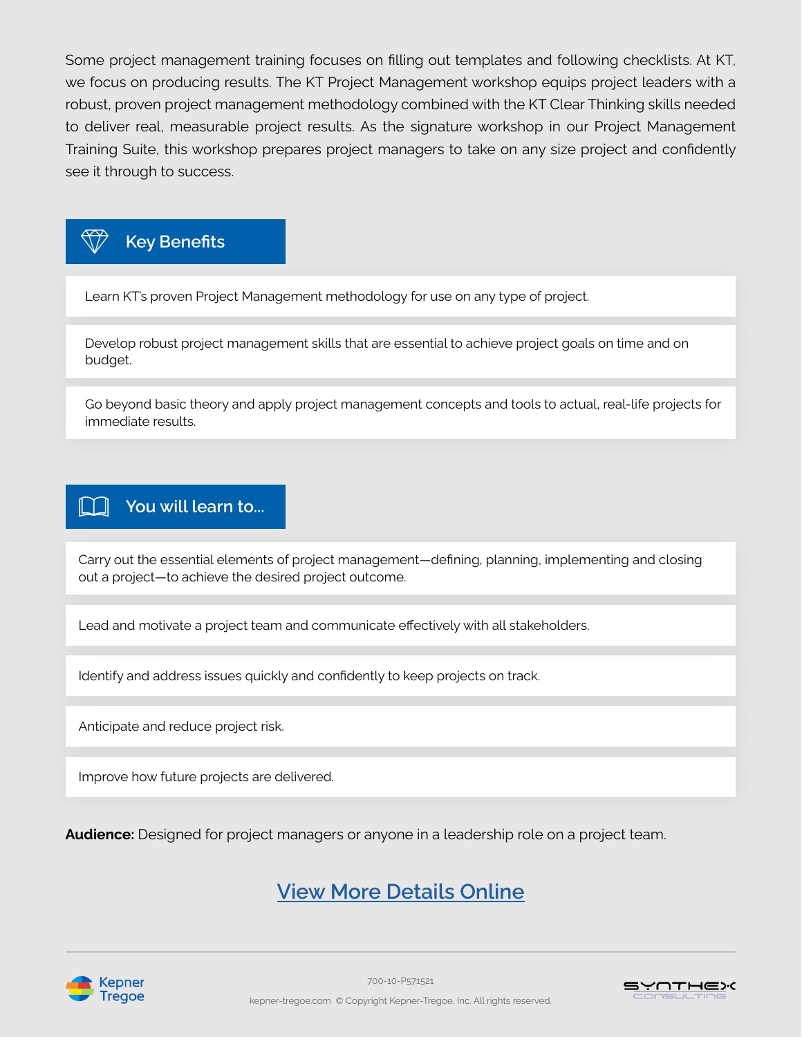Some project management training focuses on filling out templates and following checklists. At KT, we focus on producing results. The KT Project Management workshop equips project leaders with a robust, proven project management methodology combined with the KT Clear Thinking skills needed to deliver real, measurable project results. As the signature workshop in our Project Management Training Suite, this workshop prepares project managers to take on any size project and confidently see it through to success.

## Key Benefits

- Learn KT's proven Project Management methodology for use on any type of project.
- Develop robust project management skills that are essential to achieve project goals on time and on budget.
- Go beyond basic theory and apply project management concepts and tools to actual, real-life projects for immediate results.

## You will learn to...

- Carry out the essential elements of project management—defining, planning, implementing and closing out a project—to achieve the desired project outcome.
- Lead and motivate a project team and communicate effectively with all stakeholders.
- Identify and address issues quickly and confidently to keep projects on track.
- Anticipate and reduce project risk.
- Improve how future projects are delivered.

**Audience:** Designed for project managers or anyone in a leadership role on a project team.

View More Details Online

700-10-P571521

kepner-tregoe.com © Copyright Kepner-Tregoe, Inc. All rights reserved.